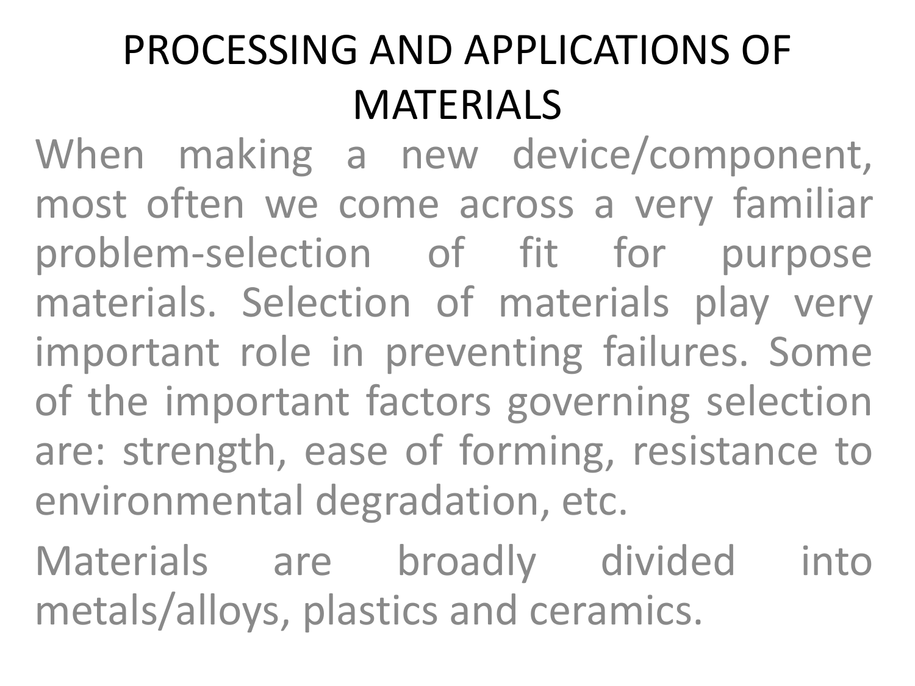# PROCESSING AND APPLICATIONS OF MATERIALS

When making a new device/component, most often we come across a very familiar problem-selection of fit for purpose materials. Selection of materials play very important role in preventing failures. Some of the important factors governing selection are: strength, ease of forming, resistance to environmental degradation, etc.

Materials are broadly divided into metals/alloys, plastics and ceramics.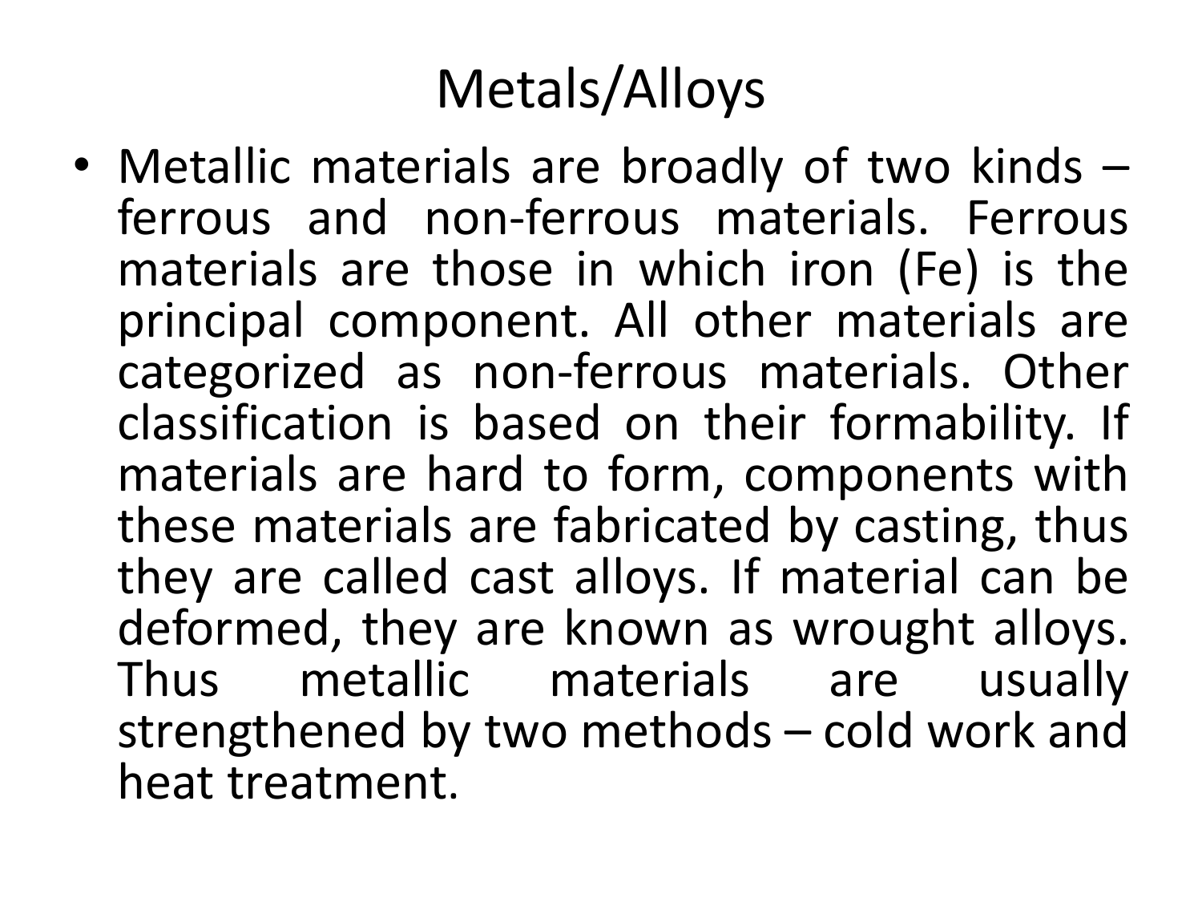# Metals/Alloys

- Metallic materials are broadly of two kinds – ferrous and non-ferrous materials. Ferrous materials are those in which iron (Fe) is the principal component. All other materials are categorized as non-ferrous materials. Other classification is based on their formability. If materials are hard to form, components with these materials are fabricated by casting, thus they are called cast alloys. If material can be deformed, they are known as wrought alloys. Thus metallic materials are usually strengthened by two methods – cold work and heat treatment.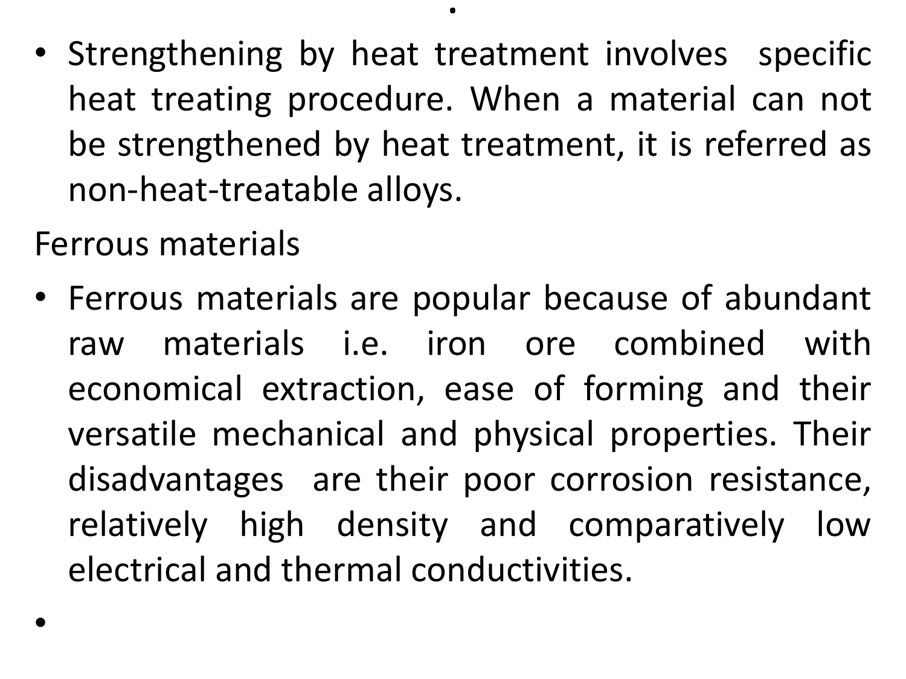- Strengthening by heat treatment involves specific heat treating procedure. When a material can not be strengthened by heat treatment, it is referred as non-heat-treatable alloys.

Ferrous materials

- Ferrous materials are popular because of abundant raw materials i.e. iron ore combined with economical extraction, ease of forming and their versatile mechanical and physical properties. Their disadvantages are their poor corrosion resistance, relatively high density and comparatively low electrical and thermal conductivities.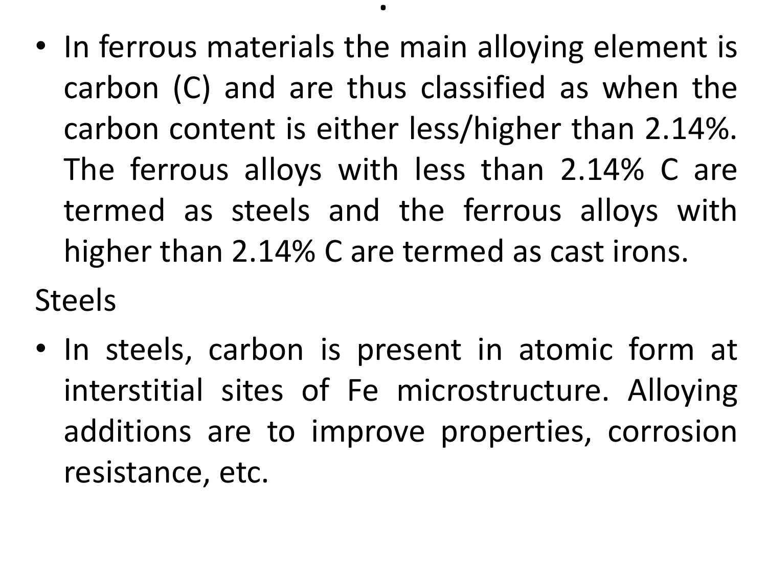- In ferrous materials the main alloying element is carbon (C) and are thus classified as when the carbon content is either less/higher than 2.14%. The ferrous alloys with less than 2.14% C are termed as steels and the ferrous alloys with higher than 2.14% C are termed as cast irons.

Steels

- In steels, carbon is present in atomic form at interstitial sites of Fe microstructure. Alloying additions are to improve properties, corrosion resistance, etc.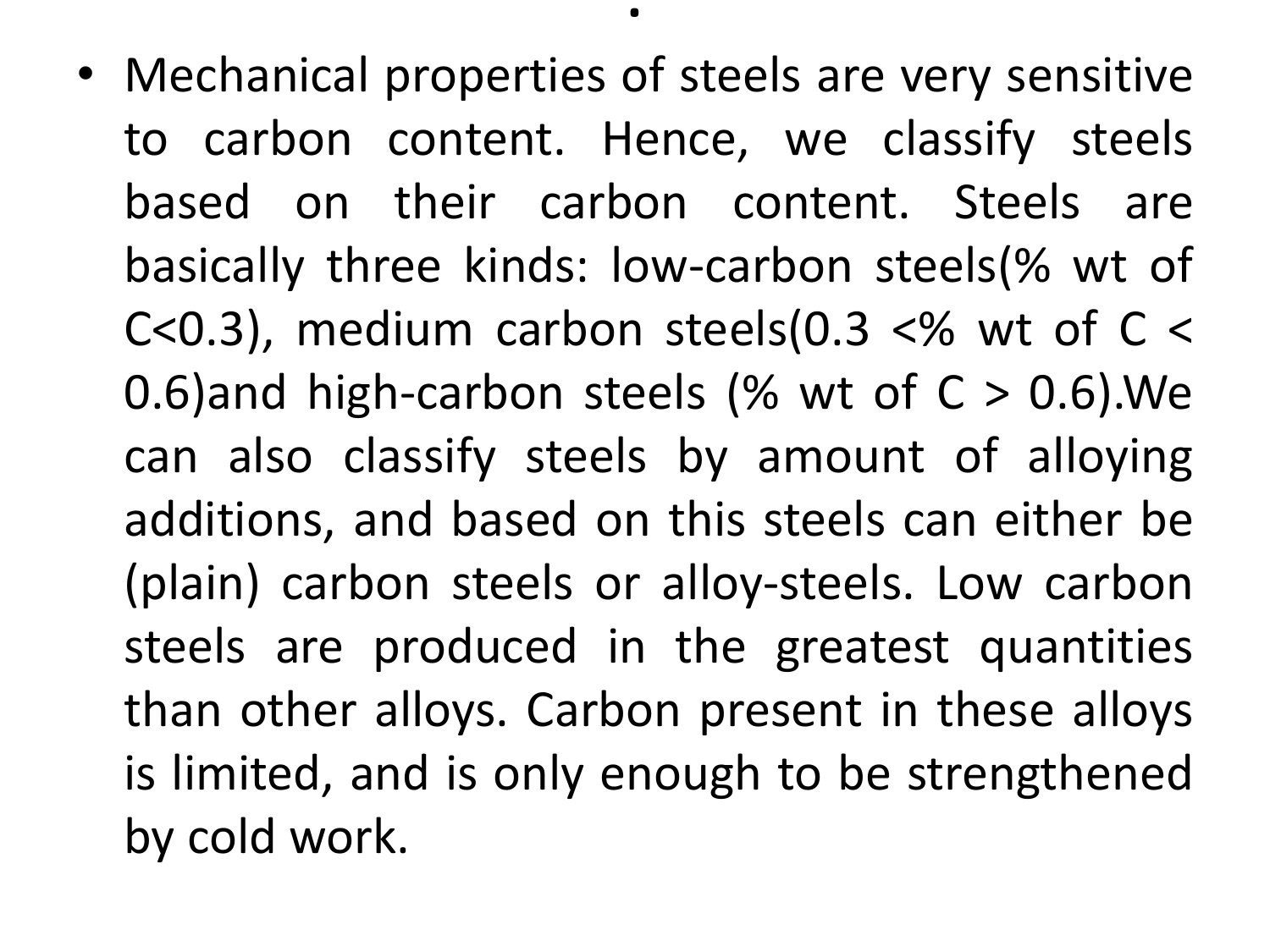- Mechanical properties of steels are very sensitive to carbon content. Hence, we classify steels based on their carbon content. Steels are basically three kinds: low-carbon steels(% wt of C<0.3), medium carbon steels(0.3 <% wt of C < 0.6)and high-carbon steels (% wt of C > 0.6).We can also classify steels by amount of alloying additions, and based on this steels can either be (plain) carbon steels or alloy-steels. Low carbon steels are produced in the greatest quantities than other alloys. Carbon present in these alloys is limited, and is only enough to be strengthened by cold work.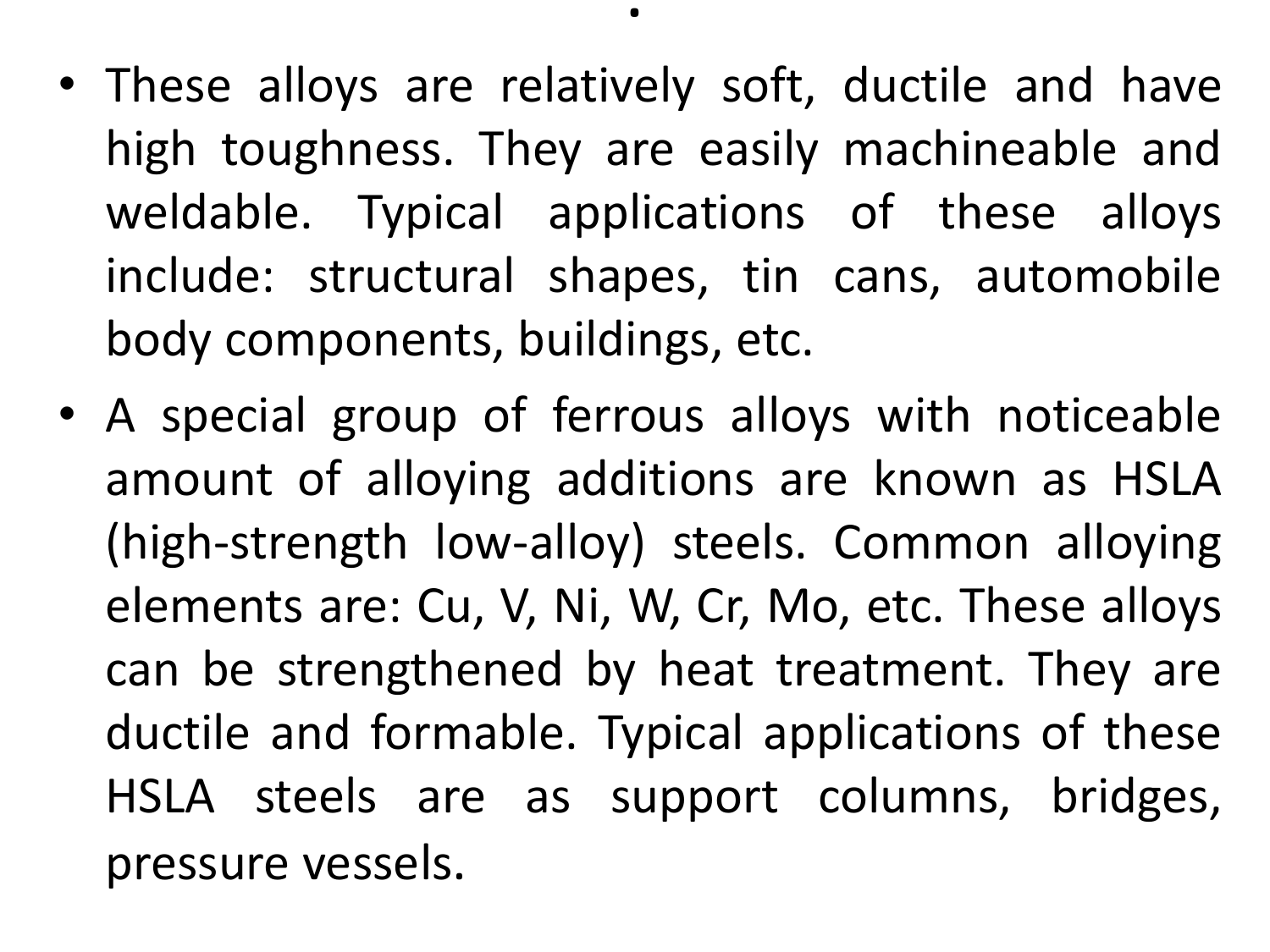- These alloys are relatively soft, ductile and have high toughness. They are easily machineable and weldable. Typical applications of these alloys include: structural shapes, tin cans, automobile body components, buildings, etc.
- A special group of ferrous alloys with noticeable amount of alloying additions are known as HSLA (high-strength low-alloy) steels. Common alloying elements are: Cu, V, Ni, W, Cr, Mo, etc. These alloys can be strengthened by heat treatment. They are ductile and formable. Typical applications of these HSLA steels are as support columns, bridges, pressure vessels.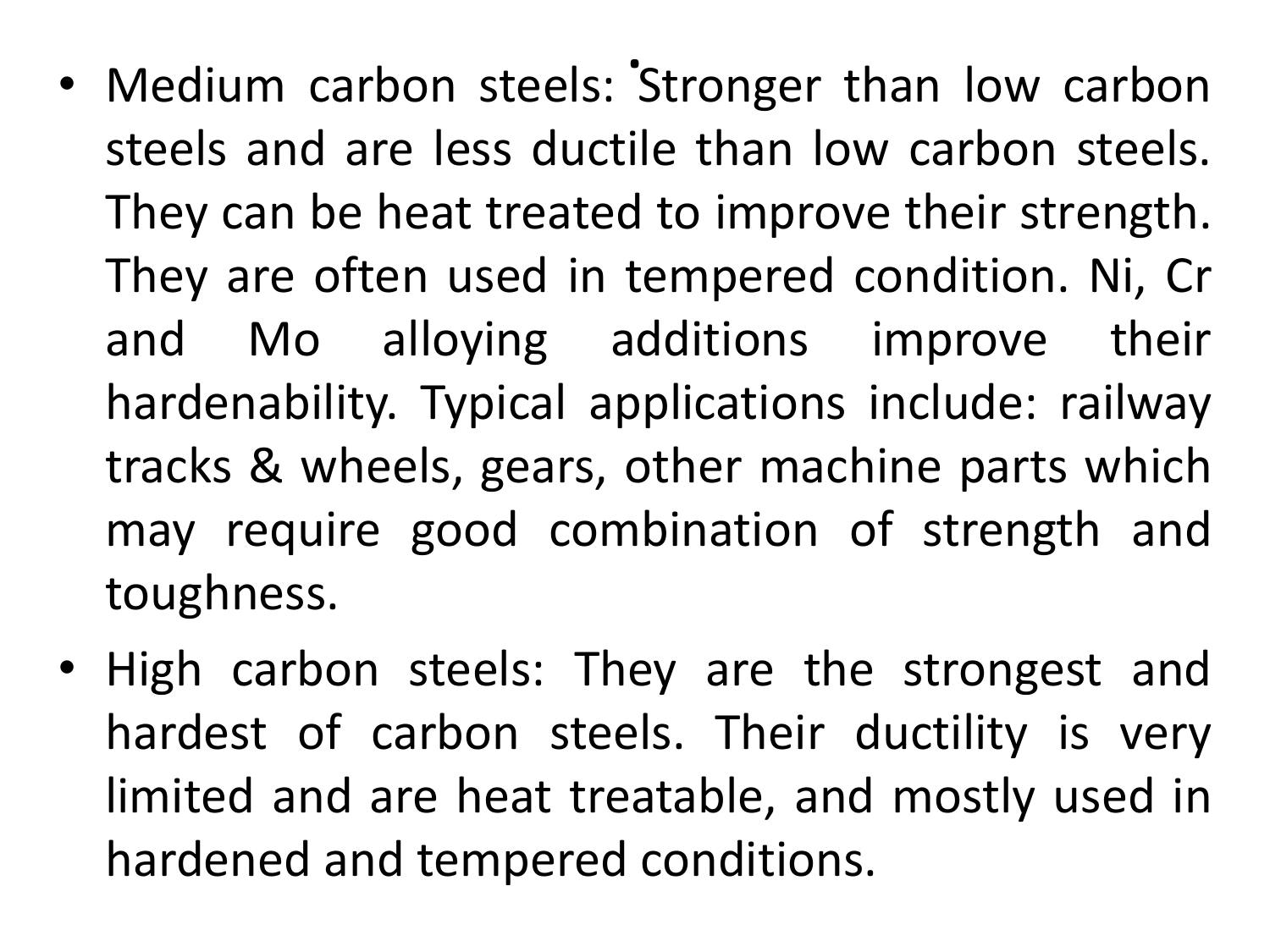- Medium carbon steels: Stronger than low carbon steels and are less ductile than low carbon steels. They can be heat treated to improve their strength. They are often used in tempered condition. Ni, Cr and Mo alloying additions improve their hardenability. Typical applications include: railway tracks & wheels, gears, other machine parts which may require good combination of strength and toughness.
- High carbon steels: They are the strongest and hardest of carbon steels. Their ductility is very limited and are heat treatable, and mostly used in hardened and tempered conditions.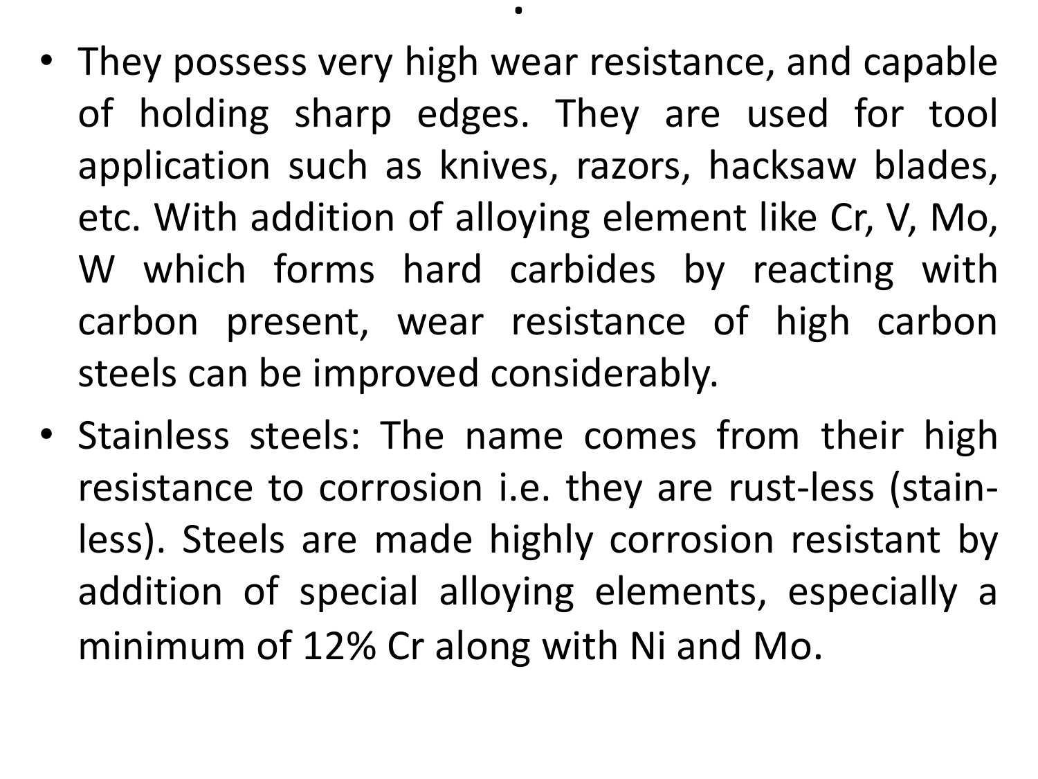- They possess very high wear resistance, and capable of holding sharp edges. They are used for tool application such as knives, razors, hacksaw blades, etc. With addition of alloying element like Cr, V, Mo, W which forms hard carbides by reacting with carbon present, wear resistance of high carbon steels can be improved considerably.
- Stainless steels: The name comes from their high resistance to corrosion i.e. they are rust-less (stain-less). Steels are made highly corrosion resistant by addition of special alloying elements, especially a minimum of 12% Cr along with Ni and Mo.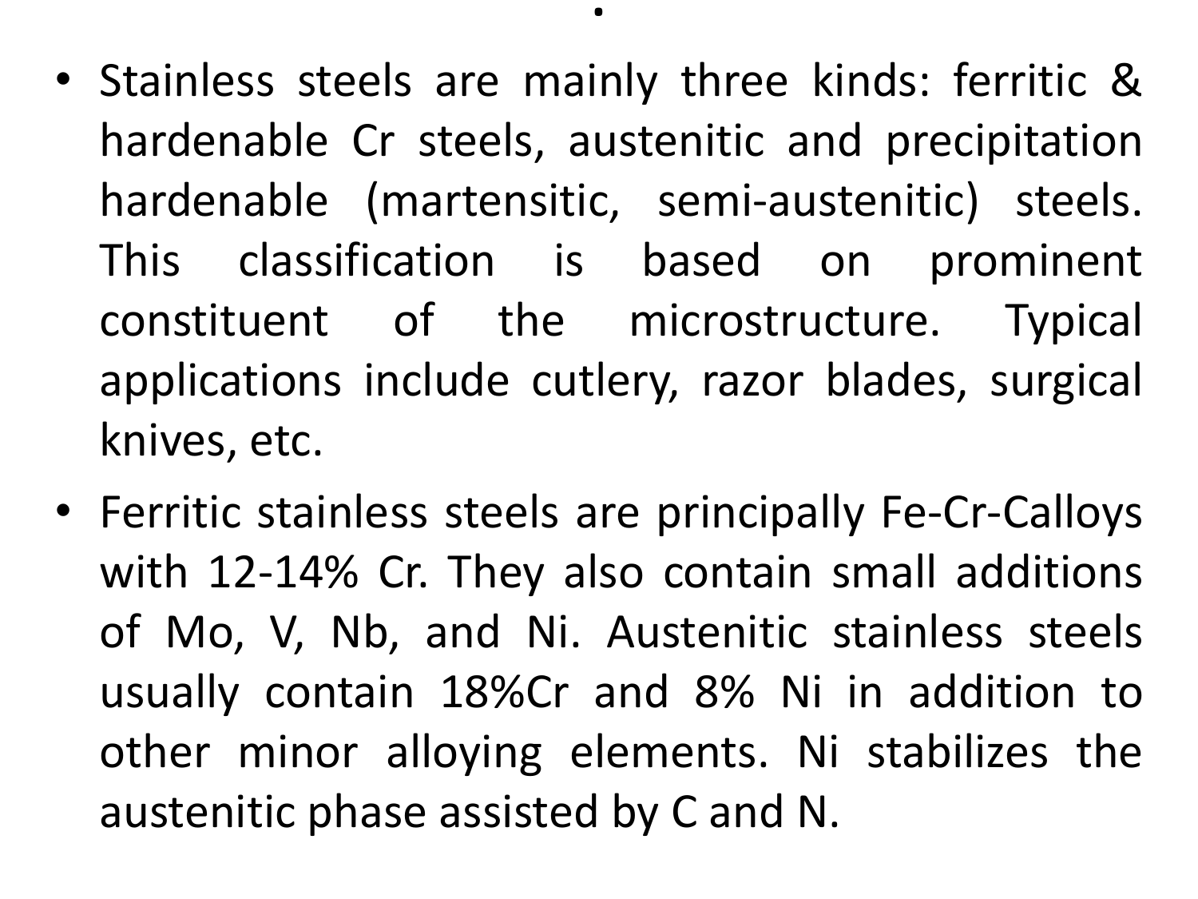- Stainless steels are mainly three kinds: ferritic & hardenable Cr steels, austenitic and precipitation hardenable (martensitic, semi-austenitic) steels. This classification is based on prominent constituent of the microstructure. Typical applications include cutlery, razor blades, surgical knives, etc.
- Ferritic stainless steels are principally Fe-Cr-Calloys with 12-14% Cr. They also contain small additions of Mo, V, Nb, and Ni. Austenitic stainless steels usually contain 18%Cr and 8% Ni in addition to other minor alloying elements. Ni stabilizes the austenitic phase assisted by C and N.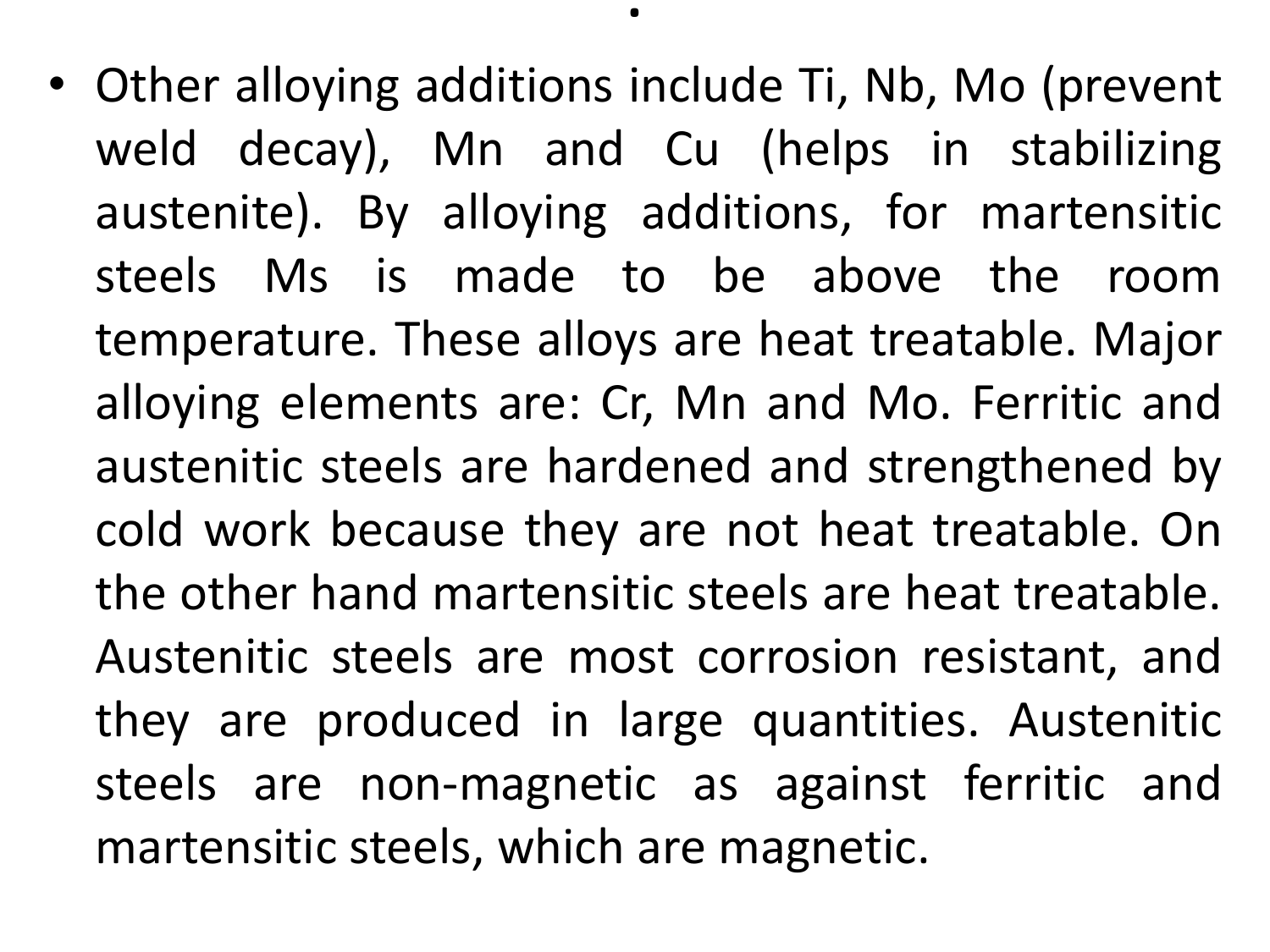- Other alloying additions include Ti, Nb, Mo (prevent weld decay), Mn and Cu (helps in stabilizing austenite). By alloying additions, for martensitic steels Ms is made to be above the room temperature. These alloys are heat treatable. Major alloying elements are: Cr, Mn and Mo. Ferritic and austenitic steels are hardened and strengthened by cold work because they are not heat treatable. On the other hand martensitic steels are heat treatable. Austenitic steels are most corrosion resistant, and they are produced in large quantities. Austenitic steels are non-magnetic as against ferritic and martensitic steels, which are magnetic.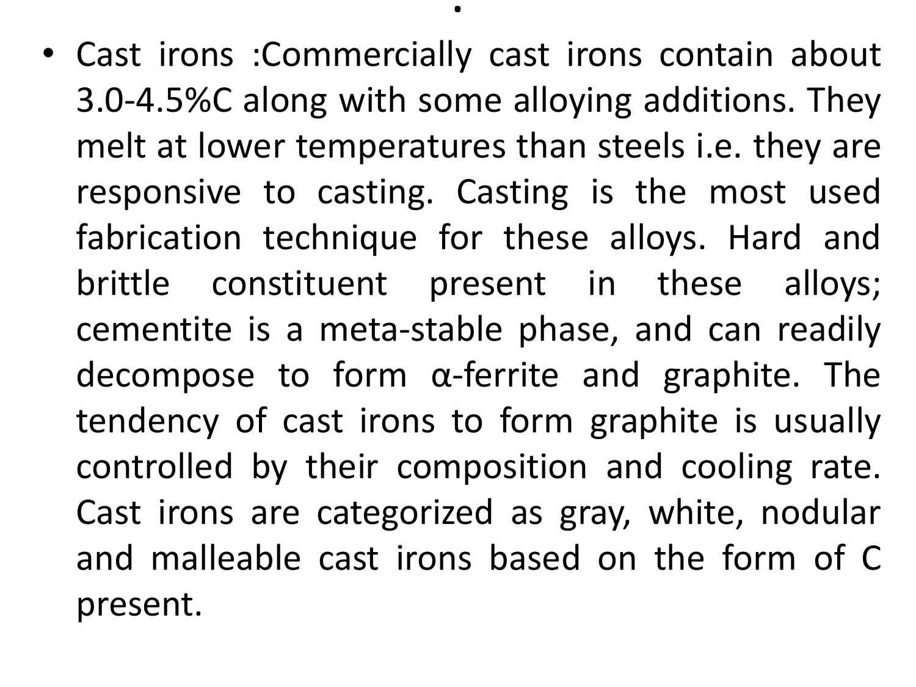- Cast irons :Commercially cast irons contain about 3.0-4.5%C along with some alloying additions. They melt at lower temperatures than steels i.e. they are responsive to casting. Casting is the most used fabrication technique for these alloys. Hard and brittle constituent present in these alloys; cementite is a meta-stable phase, and can readily decompose to form α-ferrite and graphite. The tendency of cast irons to form graphite is usually controlled by their composition and cooling rate. Cast irons are categorized as gray, white, nodular and malleable cast irons based on the form of C present.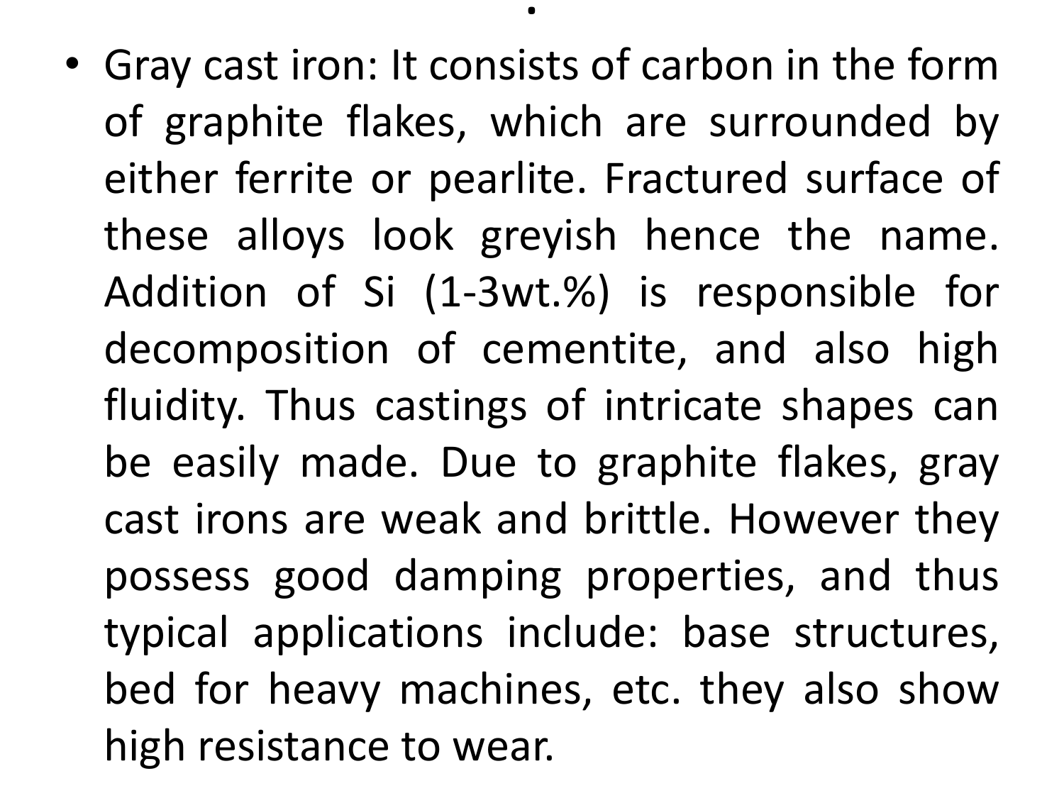- Gray cast iron: It consists of carbon in the form of graphite flakes, which are surrounded by either ferrite or pearlite. Fractured surface of these alloys look greyish hence the name. Addition of Si (1-3wt.%) is responsible for decomposition of cementite, and also high fluidity. Thus castings of intricate shapes can be easily made. Due to graphite flakes, gray cast irons are weak and brittle. However they possess good damping properties, and thus typical applications include: base structures, bed for heavy machines, etc. they also show high resistance to wear.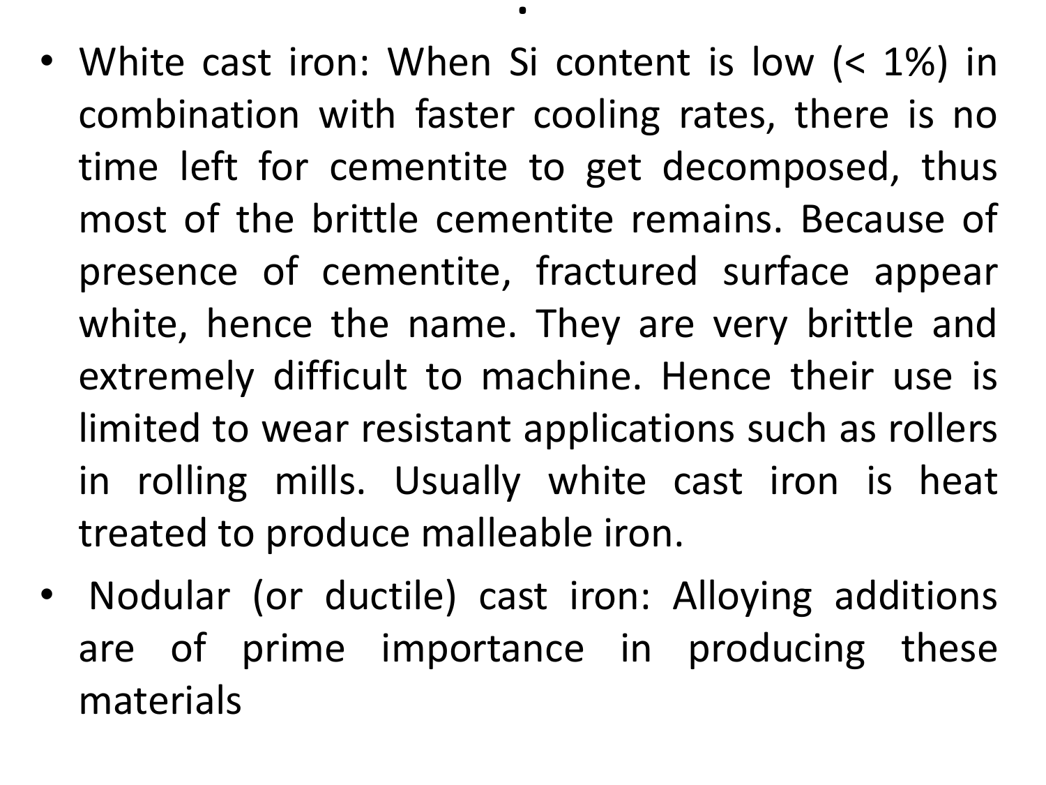- White cast iron: When Si content is low (< 1%) in combination with faster cooling rates, there is no time left for cementite to get decomposed, thus most of the brittle cementite remains. Because of presence of cementite, fractured surface appear white, hence the name. They are very brittle and extremely difficult to machine. Hence their use is limited to wear resistant applications such as rollers in rolling mills. Usually white cast iron is heat treated to produce malleable iron.
- Nodular (or ductile) cast iron: Alloying additions are of prime importance in producing these materials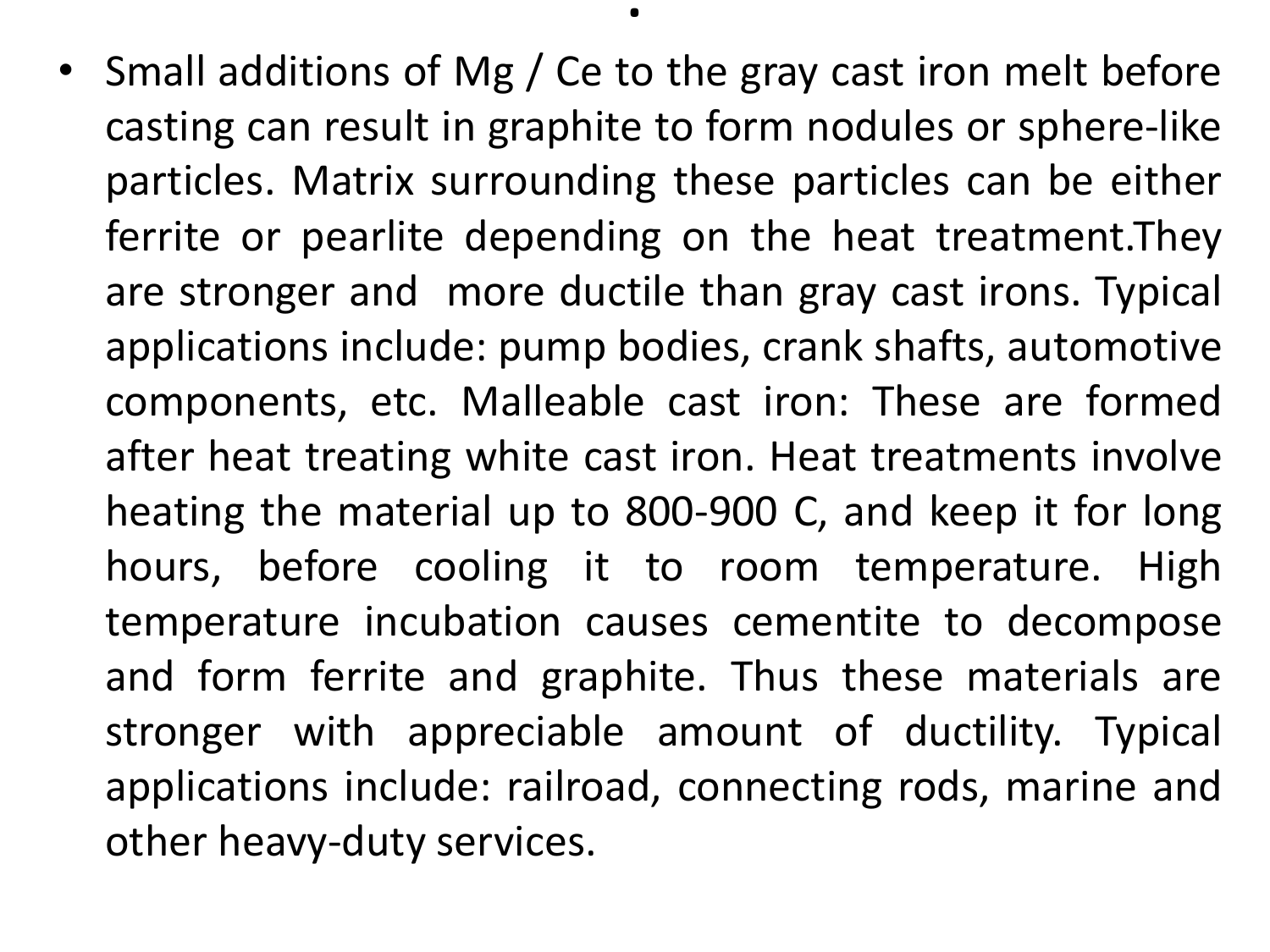- Small additions of Mg / Ce to the gray cast iron melt before casting can result in graphite to form nodules or sphere-like particles. Matrix surrounding these particles can be either ferrite or pearlite depending on the heat treatment.They are stronger and more ductile than gray cast irons. Typical applications include: pump bodies, crank shafts, automotive components, etc. Malleable cast iron: These are formed after heat treating white cast iron. Heat treatments involve heating the material up to 800-900 C, and keep it for long hours, before cooling it to room temperature. High temperature incubation causes cementite to decompose and form ferrite and graphite. Thus these materials are stronger with appreciable amount of ductility. Typical applications include: railroad, connecting rods, marine and other heavy-duty services.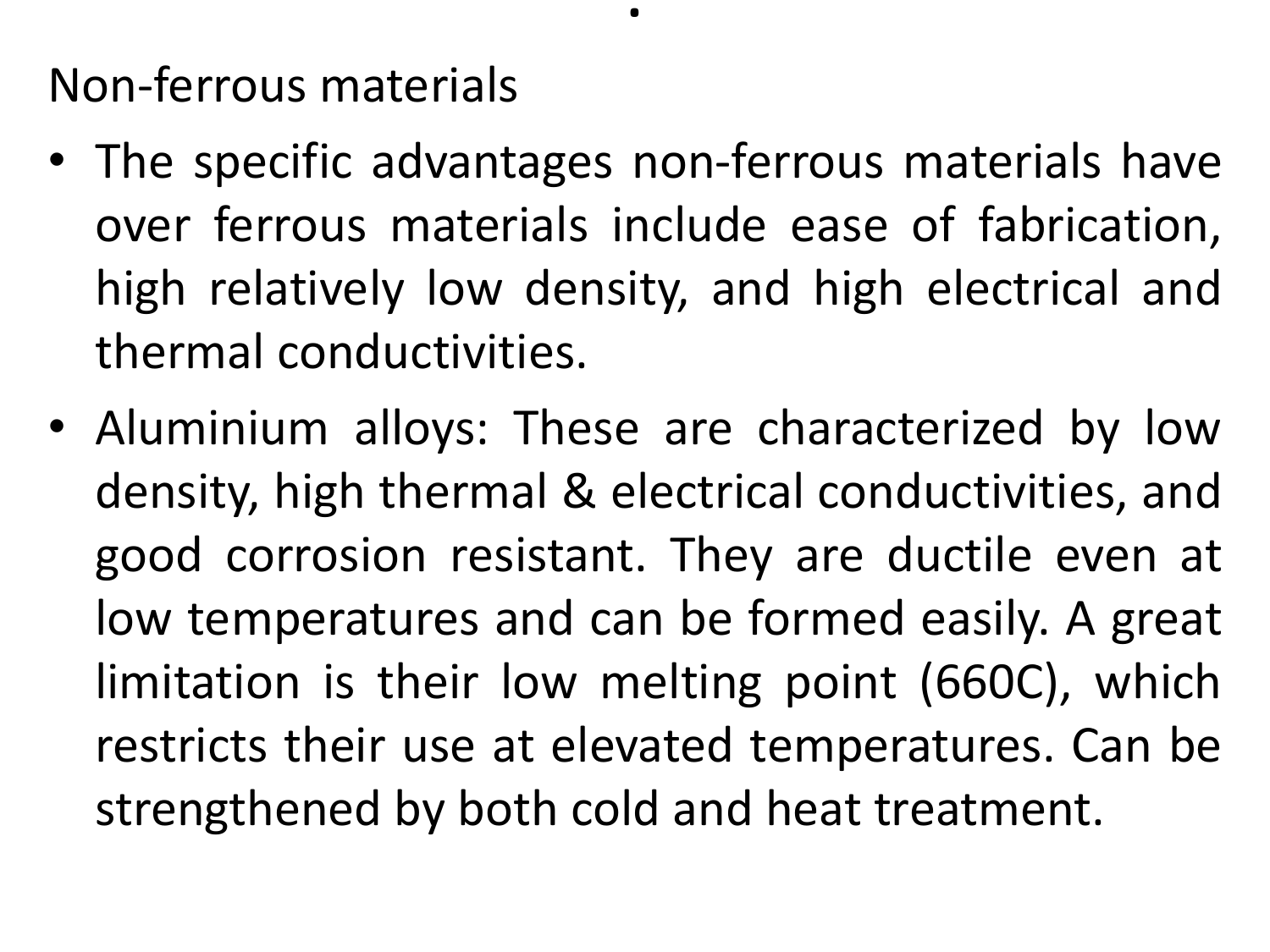Non-ferrous materials

- The specific advantages non-ferrous materials have over ferrous materials include ease of fabrication, high relatively low density, and high electrical and thermal conductivities.
- Aluminium alloys: These are characterized by low density, high thermal & electrical conductivities, and good corrosion resistant. They are ductile even at low temperatures and can be formed easily. A great limitation is their low melting point (660C), which restricts their use at elevated temperatures. Can be strengthened by both cold and heat treatment.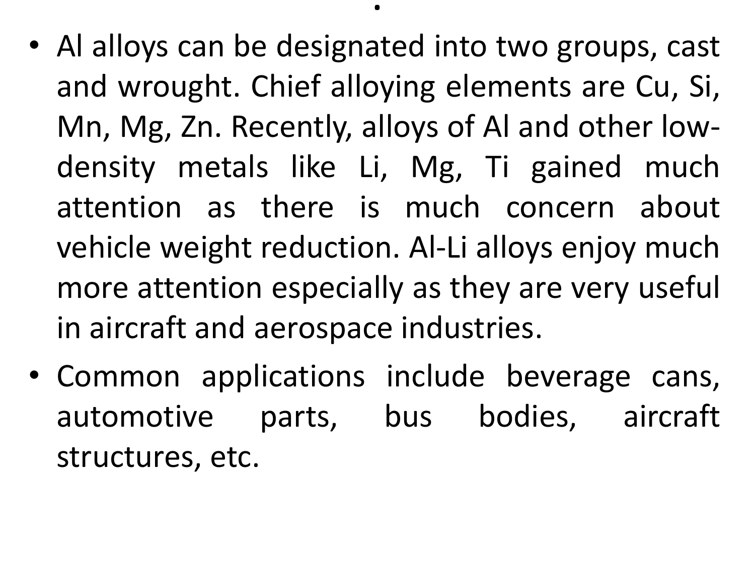- Al alloys can be designated into two groups, cast and wrought. Chief alloying elements are Cu, Si, Mn, Mg, Zn. Recently, alloys of Al and other low-density metals like Li, Mg, Ti gained much attention as there is much concern about vehicle weight reduction. Al-Li alloys enjoy much more attention especially as they are very useful in aircraft and aerospace industries.
- Common applications include beverage cans, automotive parts, bus bodies, aircraft structures, etc.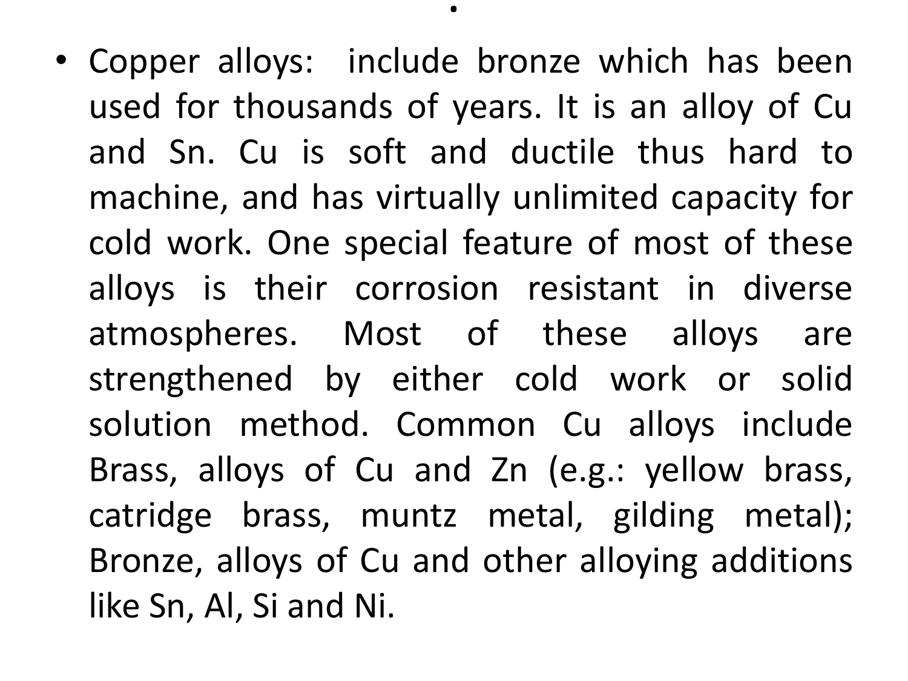- Copper alloys: include bronze which has been used for thousands of years. It is an alloy of Cu and Sn. Cu is soft and ductile thus hard to machine, and has virtually unlimited capacity for cold work. One special feature of most of these alloys is their corrosion resistant in diverse atmospheres. Most of these alloys are strengthened by either cold work or solid solution method. Common Cu alloys include Brass, alloys of Cu and Zn (e.g.: yellow brass, catridge brass, muntz metal, gilding metal); Bronze, alloys of Cu and other alloying additions like Sn, Al, Si and Ni.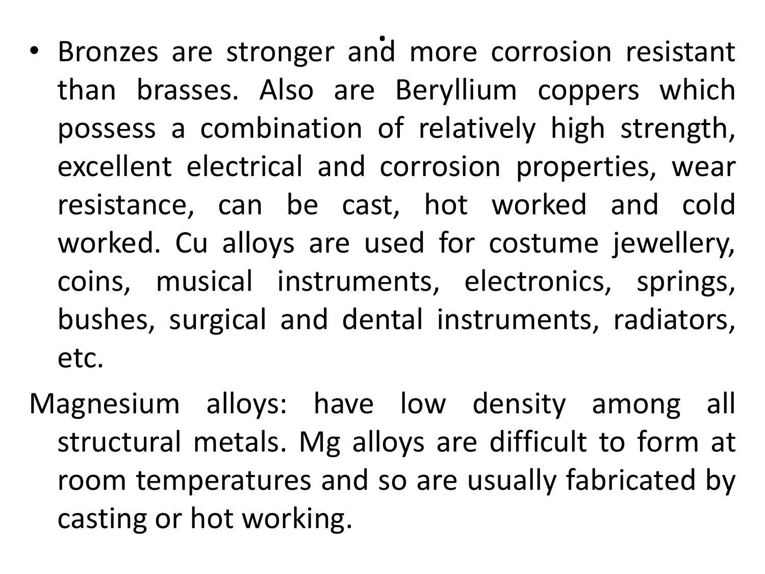- Bronzes are stronger and more corrosion resistant than brasses. Also are Beryllium coppers which possess a combination of relatively high strength, excellent electrical and corrosion properties, wear resistance, can be cast, hot worked and cold worked. Cu alloys are used for costume jewellery, coins, musical instruments, electronics, springs, bushes, surgical and dental instruments, radiators, etc.

Magnesium alloys: have low density among all structural metals. Mg alloys are difficult to form at room temperatures and so are usually fabricated by casting or hot working.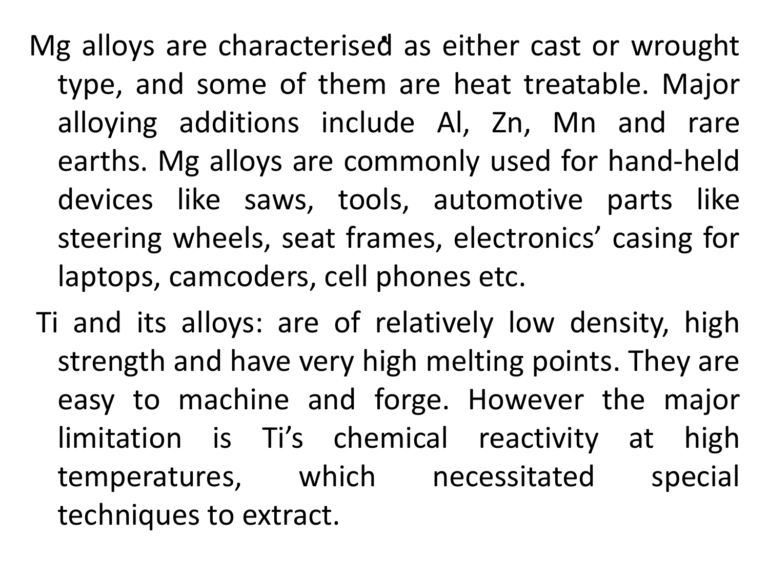Mg alloys are characterised as either cast or wrought type, and some of them are heat treatable. Major alloying additions include Al, Zn, Mn and rare earths. Mg alloys are commonly used for hand-held devices like saws, tools, automotive parts like steering wheels, seat frames, electronics’ casing for laptops, camcoders, cell phones etc.

Ti and its alloys: are of relatively low density, high strength and have very high melting points. They are easy to machine and forge. However the major limitation is Ti’s chemical reactivity at high temperatures, which necessitated special techniques to extract.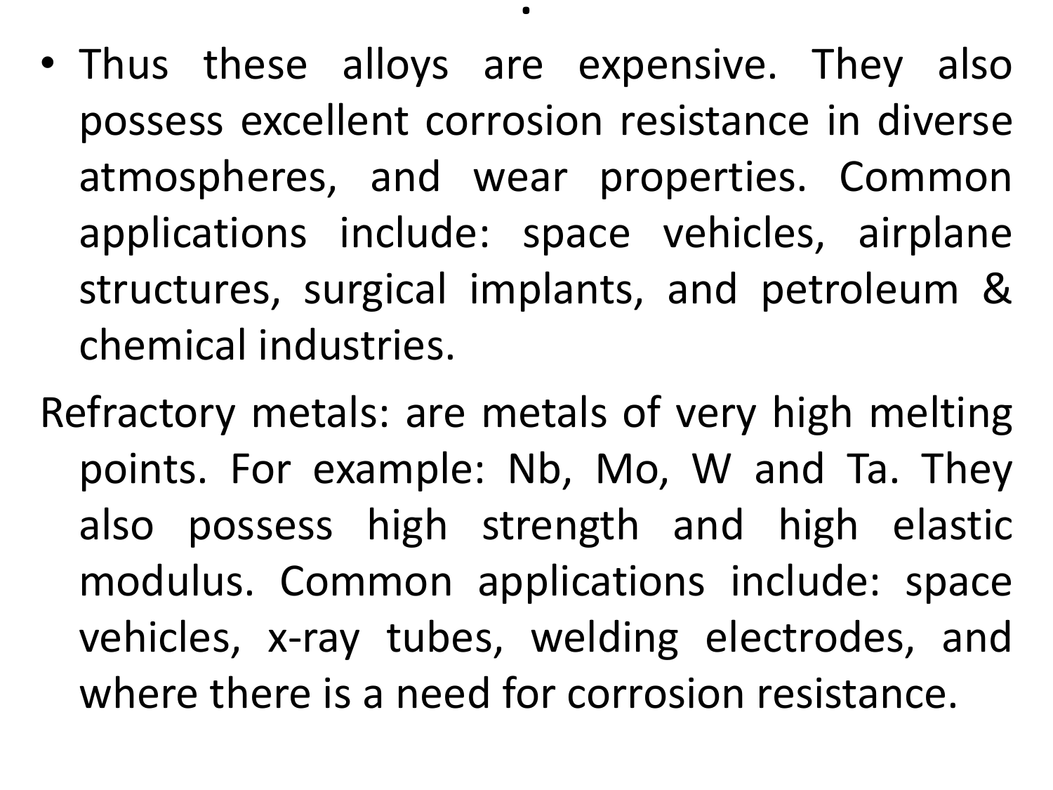- Thus these alloys are expensive. They also possess excellent corrosion resistance in diverse atmospheres, and wear properties. Common applications include: space vehicles, airplane structures, surgical implants, and petroleum & chemical industries.

Refractory metals: are metals of very high melting points. For example: Nb, Mo, W and Ta. They also possess high strength and high elastic modulus. Common applications include: space vehicles, x-ray tubes, welding electrodes, and where there is a need for corrosion resistance.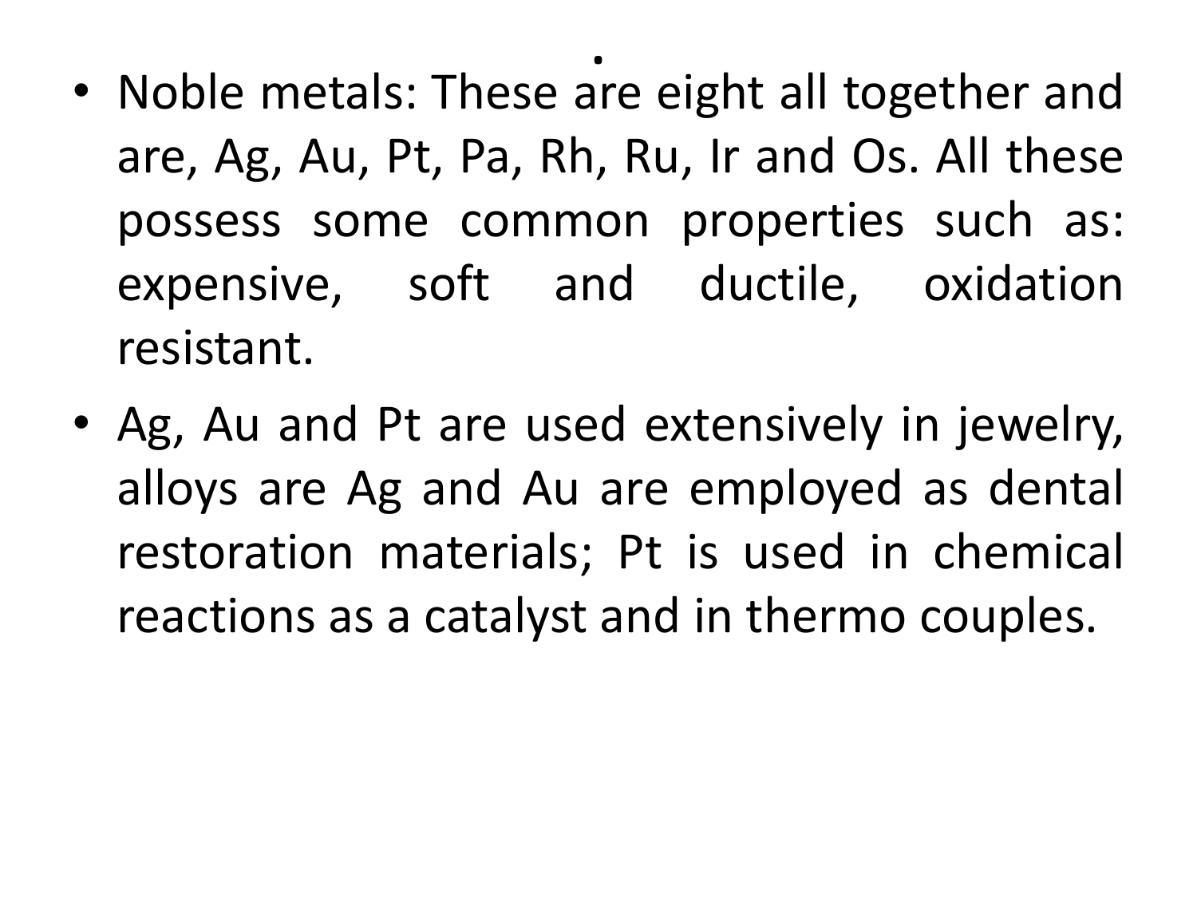.

- Noble metals: These are eight all together and are, Ag, Au, Pt, Pa, Rh, Ru, Ir and Os. All these possess some common properties such as: expensive, soft and ductile, oxidation resistant.
- Ag, Au and Pt are used extensively in jewelry, alloys are Ag and Au are employed as dental restoration materials; Pt is used in chemical reactions as a catalyst and in thermo couples.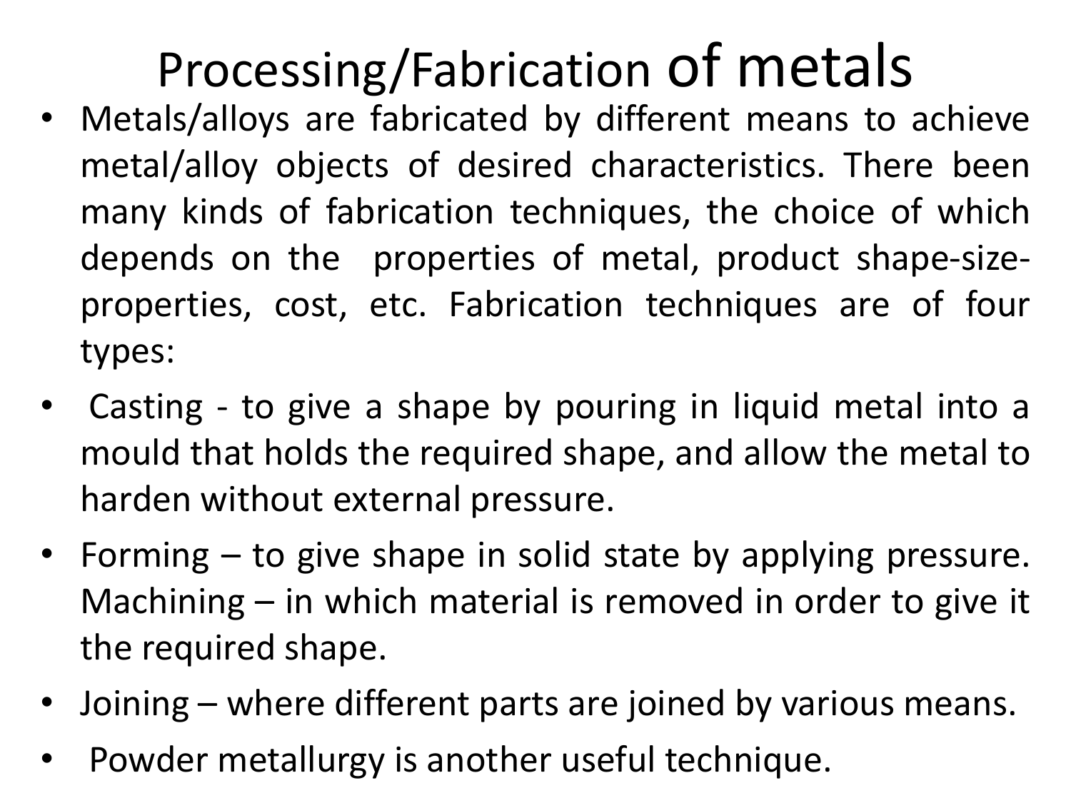# Processing/Fabrication of metals

- Metals/alloys are fabricated by different means to achieve metal/alloy objects of desired characteristics. There been many kinds of fabrication techniques, the choice of which depends on the properties of metal, product shape-size-properties, cost, etc. Fabrication techniques are of four types:
- Casting - to give a shape by pouring in liquid metal into a mould that holds the required shape, and allow the metal to harden without external pressure.
- Forming – to give shape in solid state by applying pressure. Machining – in which material is removed in order to give it the required shape.
- Joining – where different parts are joined by various means.
- Powder metallurgy is another useful technique.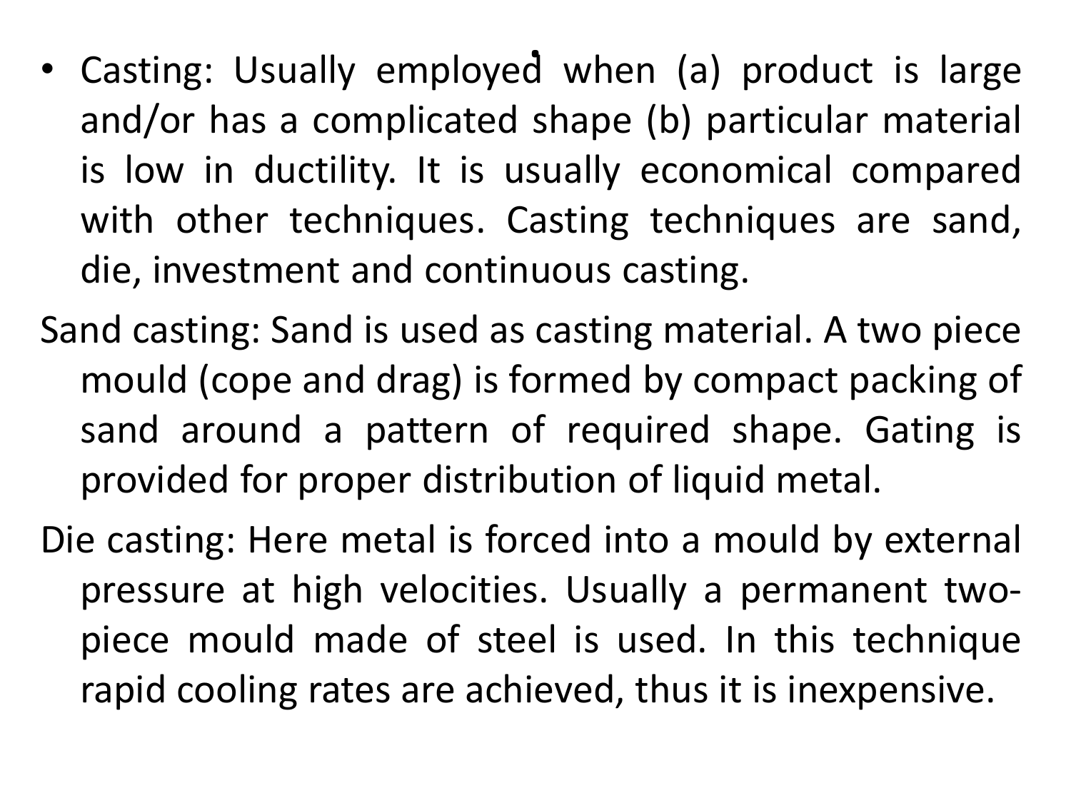- Casting: Usually employed when (a) product is large and/or has a complicated shape (b) particular material is low in ductility. It is usually economical compared with other techniques. Casting techniques are sand, die, investment and continuous casting.

Sand casting: Sand is used as casting material. A two piece mould (cope and drag) is formed by compact packing of sand around a pattern of required shape. Gating is provided for proper distribution of liquid metal.

Die casting: Here metal is forced into a mould by external pressure at high velocities. Usually a permanent two-piece mould made of steel is used. In this technique rapid cooling rates are achieved, thus it is inexpensive.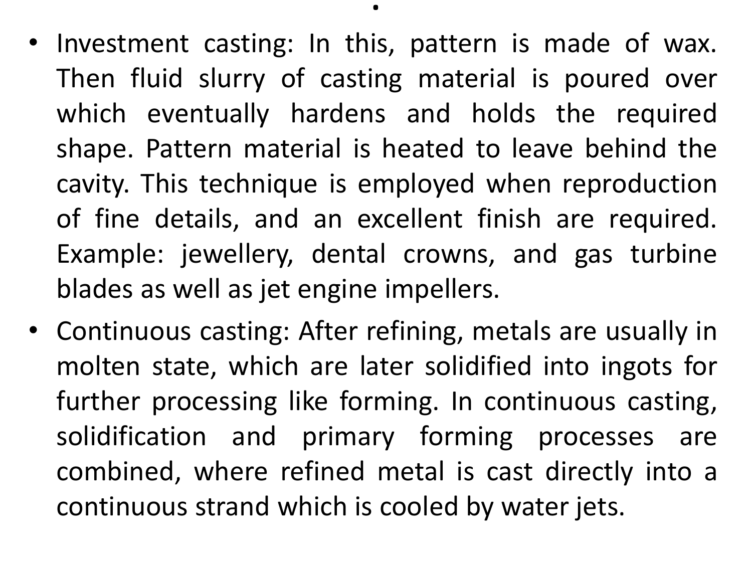- Investment casting: In this, pattern is made of wax. Then fluid slurry of casting material is poured over which eventually hardens and holds the required shape. Pattern material is heated to leave behind the cavity. This technique is employed when reproduction of fine details, and an excellent finish are required. Example: jewellery, dental crowns, and gas turbine blades as well as jet engine impellers.
- Continuous casting: After refining, metals are usually in molten state, which are later solidified into ingots for further processing like forming. In continuous casting, solidification and primary forming processes are combined, where refined metal is cast directly into a continuous strand which is cooled by water jets.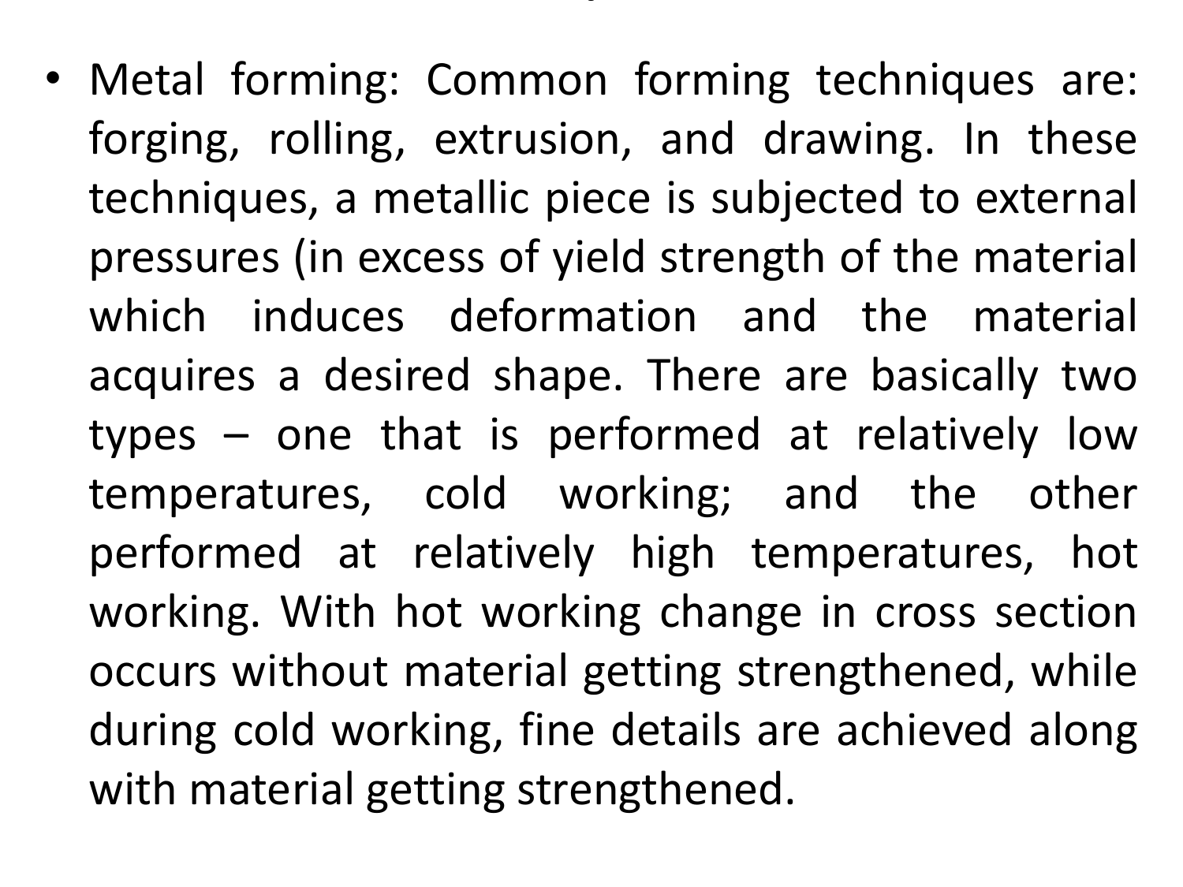- Metal forming: Common forming techniques are: forging, rolling, extrusion, and drawing. In these techniques, a metallic piece is subjected to external pressures (in excess of yield strength of the material which induces deformation and the material acquires a desired shape. There are basically two types – one that is performed at relatively low temperatures, cold working; and the other performed at relatively high temperatures, hot working. With hot working change in cross section occurs without material getting strengthened, while during cold working, fine details are achieved along with material getting strengthened.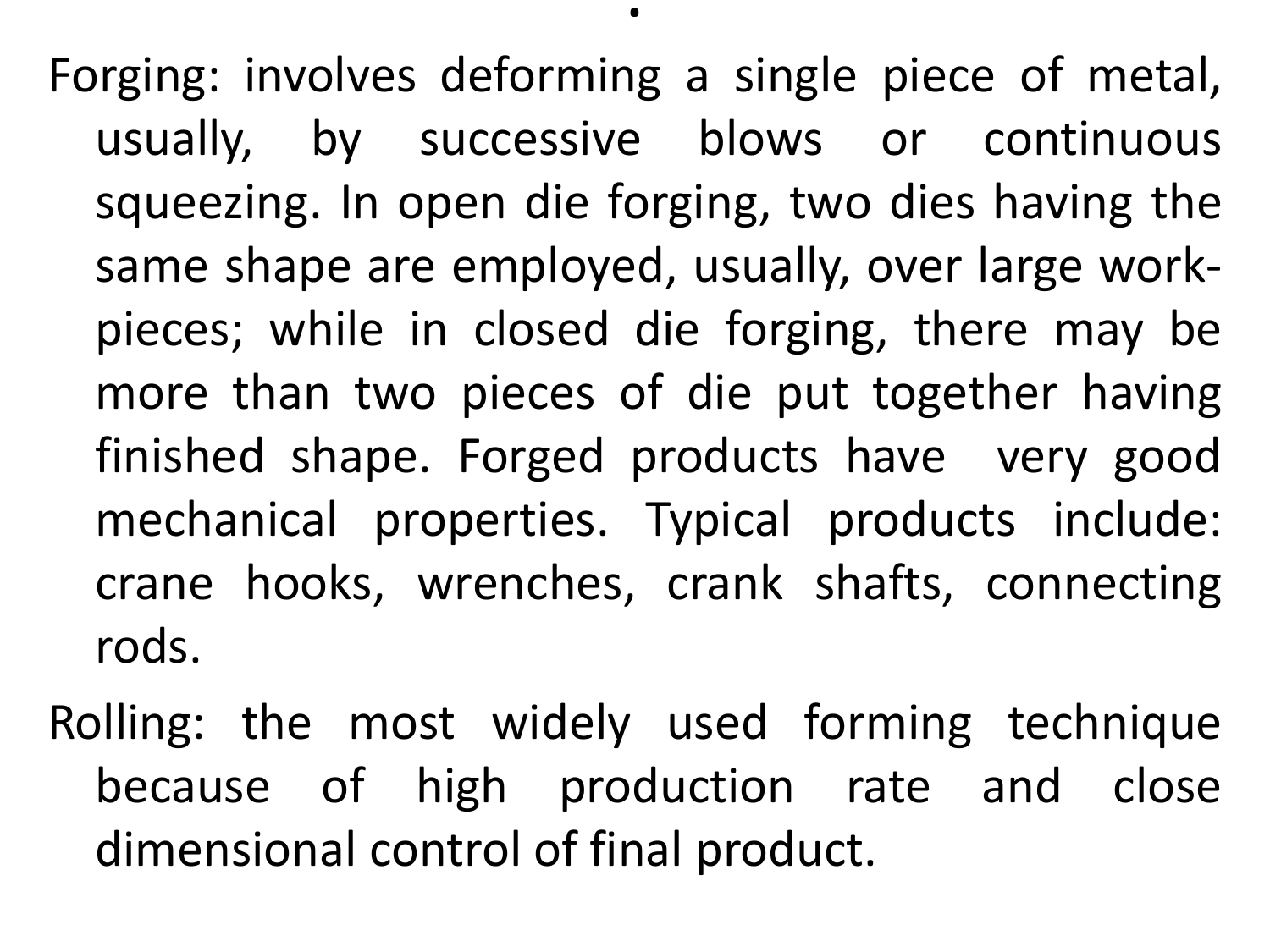Forging: involves deforming a single piece of metal, usually, by successive blows or continuous squeezing. In open die forging, two dies having the same shape are employed, usually, over large work-pieces; while in closed die forging, there may be more than two pieces of die put together having finished shape. Forged products have very good mechanical properties. Typical products include: crane hooks, wrenches, crank shafts, connecting rods.

Rolling: the most widely used forming technique because of high production rate and close dimensional control of final product.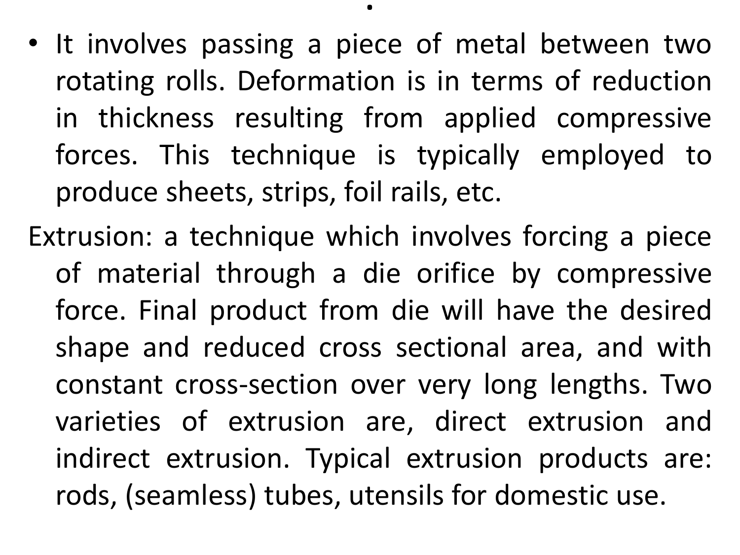- It involves passing a piece of metal between two rotating rolls. Deformation is in terms of reduction in thickness resulting from applied compressive forces. This technique is typically employed to produce sheets, strips, foil rails, etc.

Extrusion: a technique which involves forcing a piece of material through a die orifice by compressive force. Final product from die will have the desired shape and reduced cross sectional area, and with constant cross-section over very long lengths. Two varieties of extrusion are, direct extrusion and indirect extrusion. Typical extrusion products are: rods, (seamless) tubes, utensils for domestic use.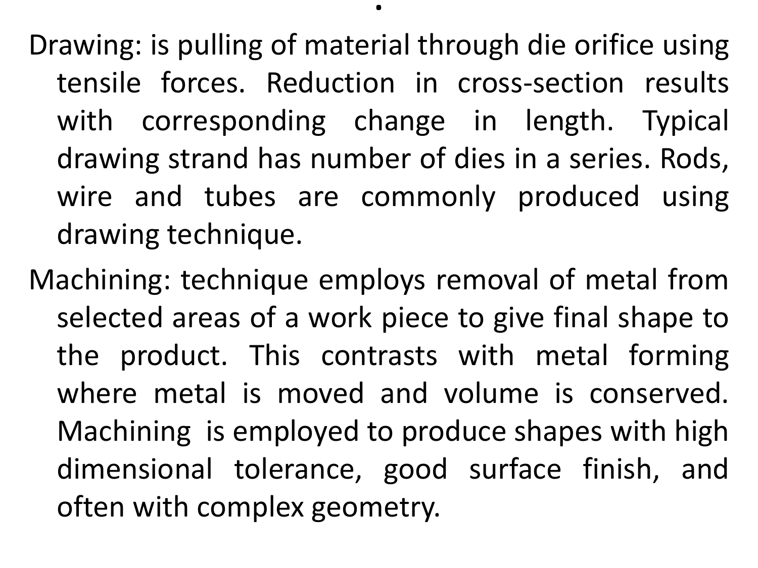Drawing: is pulling of material through die orifice using tensile forces. Reduction in cross-section results with corresponding change in length. Typical drawing strand has number of dies in a series. Rods, wire and tubes are commonly produced using drawing technique.

Machining: technique employs removal of metal from selected areas of a work piece to give final shape to the product. This contrasts with metal forming where metal is moved and volume is conserved. Machining is employed to produce shapes with high dimensional tolerance, good surface finish, and often with complex geometry.